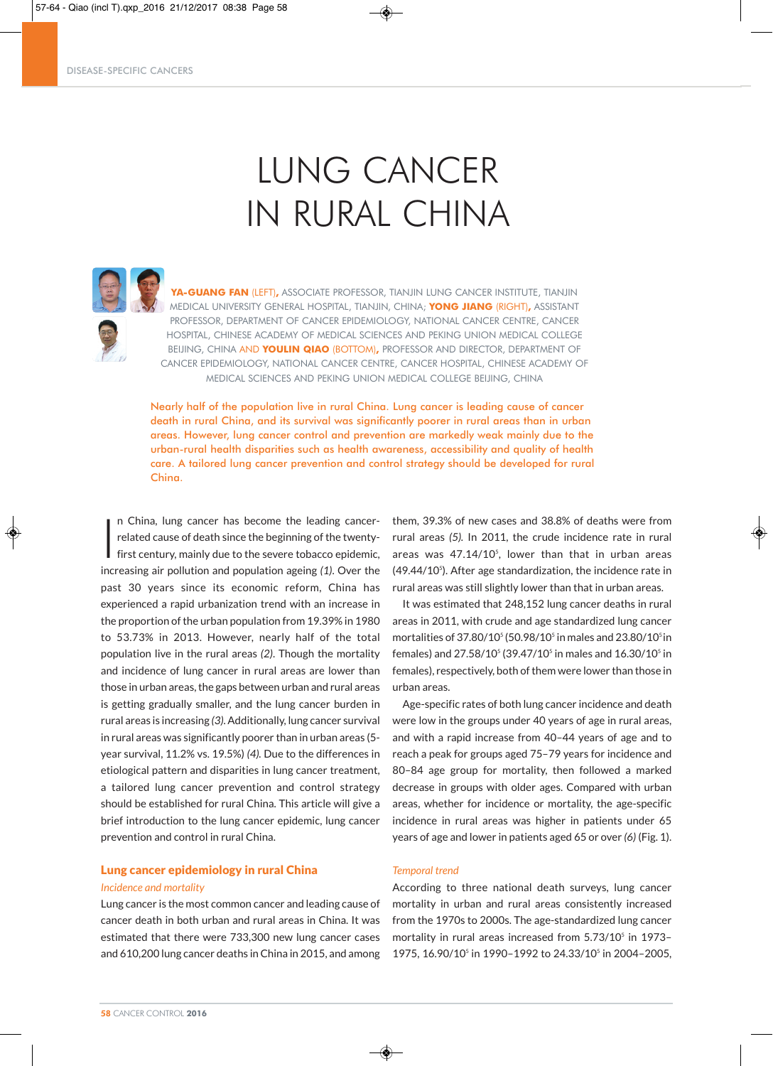DISEASE-SPECIFIC CANCERS

# LUNG CANCER IN RURAL CHINA

**YA-GUANG FAN** (LEFT), ASSOCIATE PROFESSOR, TIANJIN LUNG CANCER INSTITUTE, TIANJIN MEDICAL UNIVERSITY GENERAL HOSPITAL, TIANJIN, CHINA; **YONG JIANG** (RIGHT), ASSISTANT PROFESSOR, DEPARTMENT OF CANCER EPIDEMIOLOGY, NATIONAL CANCER CENTRE, CANCER HOSPITAL, CHINESE ACADEMY OF MEDICAL SCIENCES AND PEKING UNION MEDICAL COLLEGE BEIJING, CHINA AND **YOULIN QIAO** (BOTTOM), PROFESSOR AND DIRECTOR, DEPARTMENT OF CANCER EPIDEMIOLOGY, NATIONAL CANCER CENTRE, CANCER HOSPITAL, CHINESE ACADEMY OF MEDICAL SCIENCES AND PEKING UNION MEDICAL COLLEGE BEIJING, CHINA

Nearly half of the population live in rural China. Lung cancer is leading cause of cancer death in rural China, and its survival was significantly poorer in rural areas than in urban areas. However, lung cancer control and prevention are markedly weak mainly due to the urban-rural health disparities such as health awareness, accessibility and quality of health care. A tailored lung cancer prevention and control strategy should be developed for rural China.

In China, lung cancer has become the leading cancer-related cause of death since the beginning of the twenty-first century, mainly due to the severe tobacco epidemic, increasing air pollution and population ageing *(1)*. Over the past 30 years since its economic reform, China has experienced a rapid urbanization trend with an increase in the proportion of the urban population from 19.39% in 1980 to 53.73% in 2013. However, nearly half of the total population live in the rural areas *(2)*. Though the mortality and incidence of lung cancer in rural areas are lower than those in urban areas, the gaps between urban and rural areas is getting gradually smaller, and the lung cancer burden in rural areas is increasing *(3)*. Additionally, lung cancer survival in rural areas was significantly poorer than in urban areas (5-year survival, 11.2% vs. 19.5%) *(4)*. Due to the differences in etiological pattern and disparities in lung cancer treatment, a tailored lung cancer prevention and control strategy should be established for rural China. This article will give a brief introduction to the lung cancer epidemic, lung cancer prevention and control in rural China.

## Lung cancer epidemiology in rural China

### *Incidence and mortality*

Lung cancer is the most common cancer and leading cause of cancer death in both urban and rural areas in China. It was estimated that there were 733,300 new lung cancer cases and 610,200 lung cancer deaths in China in 2015, and among them, 39.3% of new cases and 38.8% of deaths were from rural areas *(5)*. In 2011, the crude incidence rate in rural areas was $47.14/10^5$, lower than that in urban areas ($49.44/10^5$). After age standardization, the incidence rate in rural areas was still slightly lower than that in urban areas.

It was estimated that 248,152 lung cancer deaths in rural areas in 2011, with crude and age standardized lung cancer mortalities of $37.80/10^5$ ($50.98/10^5$ in males and $23.80/10^5$ in females) and $27.58/10^5$ ($39.47/10^5$ in males and $16.30/10^5$ in females), respectively, both of them were lower than those in urban areas.

Age-specific rates of both lung cancer incidence and death were low in the groups under 40 years of age in rural areas, and with a rapid increase from 40–44 years of age and to reach a peak for groups aged 75–79 years for incidence and 80–84 age group for mortality, then followed a marked decrease in groups with older ages. Compared with urban areas, whether for incidence or mortality, the age-specific incidence in rural areas was higher in patients under 65 years of age and lower in patients aged 65 or over *(6)* (Fig. 1).

### *Temporal trend*

According to three national death surveys, lung cancer mortality in urban and rural areas consistently increased from the 1970s to 2000s. The age-standardized lung cancer mortality in rural areas increased from $5.73/10^5$ in 1973–1975, $16.90/10^5$ in 1990–1992 to $24.33/10^5$ in 2004–2005,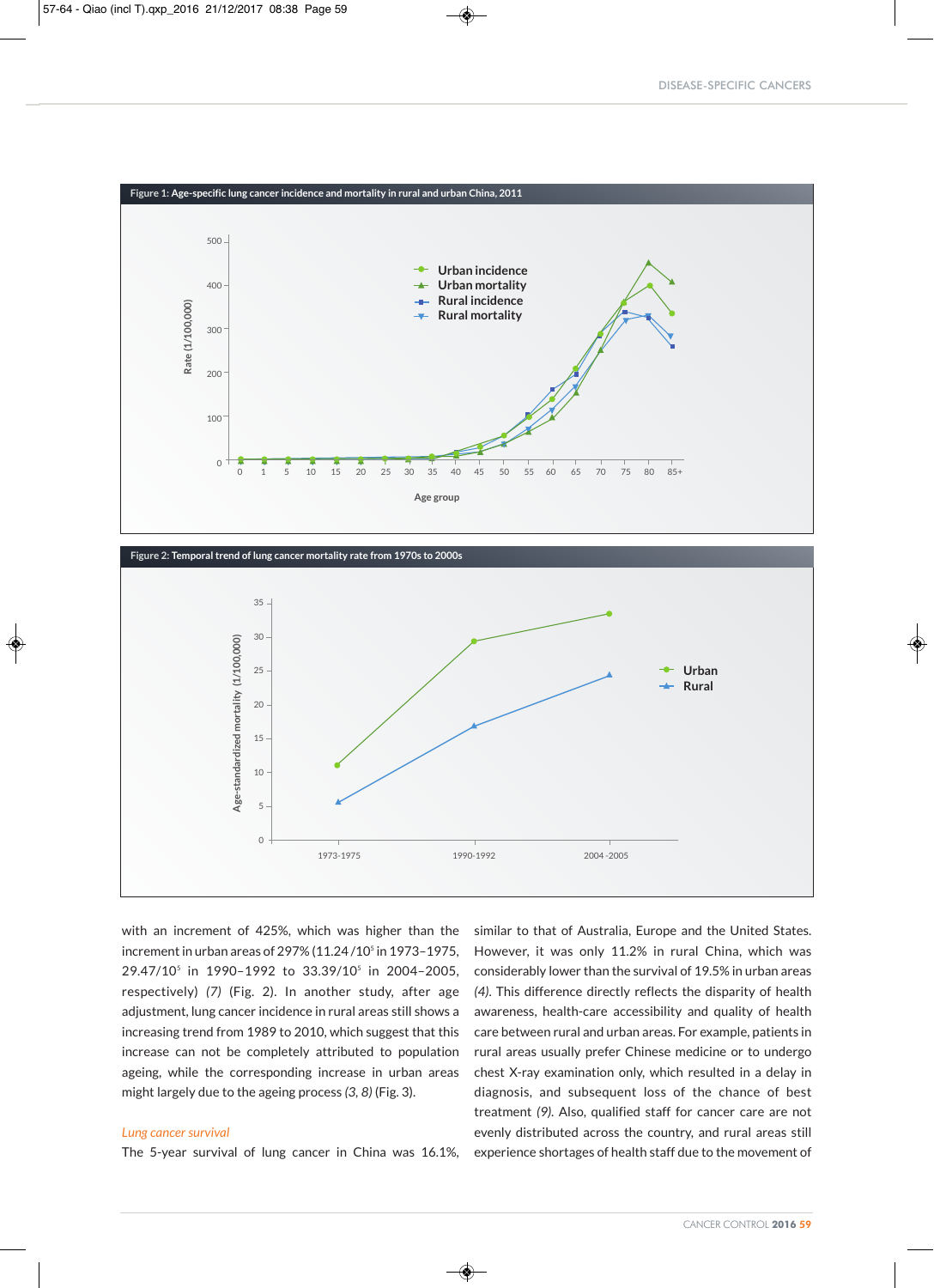Figure 1: Age-specific lung cancer incidence and mortality in rural and urban China, 2011

Figure 2: Temporal trend of lung cancer mortality rate from 1970s to 2000s

with an increment of 425%, which was higher than the increment in urban areas of 297% (11.24/$10^5$ in 1973–1975, 29.47/$10^5$ in 1990–1992 to 33.39/$10^5$ in 2004–2005, respectively) *(7)* (Fig. 2). In another study, after age adjustment, lung cancer incidence in rural areas still shows a increasing trend from 1989 to 2010, which suggest that this increase can not be completely attributed to population ageing, while the corresponding increase in urban areas might largely due to the ageing process *(3, 8)* (Fig. 3).

### *Lung cancer survival*

The 5-year survival of lung cancer in China was 16.1%, similar to that of Australia, Europe and the United States. However, it was only 11.2% in rural China, which was considerably lower than the survival of 19.5% in urban areas *(4)*. This difference directly reflects the disparity of health awareness, health-care accessibility and quality of health care between rural and urban areas. For example, patients in rural areas usually prefer Chinese medicine or to undergo chest X-ray examination only, which resulted in a delay in diagnosis, and subsequent loss of the chance of best treatment *(9)*. Also, qualified staff for cancer care are not evenly distributed across the country, and rural areas still experience shortages of health staff due to the movement of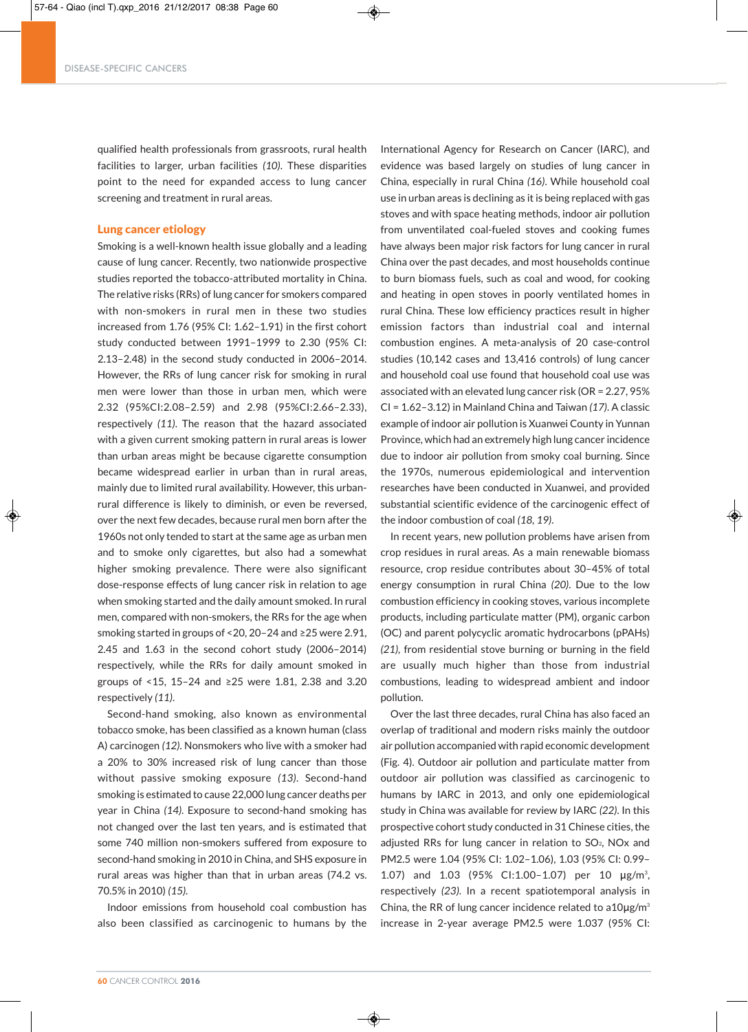qualified health professionals from grassroots, rural health facilities to larger, urban facilities *(10)*. These disparities point to the need for expanded access to lung cancer screening and treatment in rural areas.

## Lung cancer etiology

Smoking is a well-known health issue globally and a leading cause of lung cancer. Recently, two nationwide prospective studies reported the tobacco-attributed mortality in China. The relative risks (RRs) of lung cancer for smokers compared with non-smokers in rural men in these two studies increased from 1.76 (95% CI: 1.62–1.91) in the first cohort study conducted between 1991–1999 to 2.30 (95% CI: 2.13–2.48) in the second study conducted in 2006–2014. However, the RRs of lung cancer risk for smoking in rural men were lower than those in urban men, which were 2.32 (95%CI:2.08–2.59) and 2.98 (95%CI:2.66–2.33), respectively *(11)*. The reason that the hazard associated with a given current smoking pattern in rural areas is lower than urban areas might be because cigarette consumption became widespread earlier in urban than in rural areas, mainly due to limited rural availability. However, this urban-rural difference is likely to diminish, or even be reversed, over the next few decades, because rural men born after the 1960s not only tended to start at the same age as urban men and to smoke only cigarettes, but also had a somewhat higher smoking prevalence. There were also significant dose-response effects of lung cancer risk in relation to age when smoking started and the daily amount smoked. In rural men, compared with non-smokers, the RRs for the age when smoking started in groups of <20, 20–24 and ≥25 were 2.91, 2.45 and 1.63 in the second cohort study (2006–2014) respectively, while the RRs for daily amount smoked in groups of <15, 15–24 and ≥25 were 1.81, 2.38 and 3.20 respectively *(11)*.

Second-hand smoking, also known as environmental tobacco smoke, has been classified as a known human (class A) carcinogen *(12)*. Nonsmokers who live with a smoker had a 20% to 30% increased risk of lung cancer than those without passive smoking exposure *(13)*. Second-hand smoking is estimated to cause 22,000 lung cancer deaths per year in China *(14)*. Exposure to second-hand smoking has not changed over the last ten years, and is estimated that some 740 million non-smokers suffered from exposure to second-hand smoking in 2010 in China, and SHS exposure in rural areas was higher than that in urban areas (74.2 vs. 70.5% in 2010) *(15)*.

Indoor emissions from household coal combustion has also been classified as carcinogenic to humans by the International Agency for Research on Cancer (IARC), and evidence was based largely on studies of lung cancer in China, especially in rural China *(16)*. While household coal use in urban areas is declining as it is being replaced with gas stoves and with space heating methods, indoor air pollution from unventilated coal-fueled stoves and cooking fumes have always been major risk factors for lung cancer in rural China over the past decades, and most households continue to burn biomass fuels, such as coal and wood, for cooking and heating in open stoves in poorly ventilated homes in rural China. These low efficiency practices result in higher emission factors than industrial coal and internal combustion engines. A meta-analysis of 20 case-control studies (10,142 cases and 13,416 controls) of lung cancer and household coal use found that household coal use was associated with an elevated lung cancer risk (OR = 2.27, 95% CI = 1.62–3.12) in Mainland China and Taiwan *(17)*. A classic example of indoor air pollution is Xuanwei County in Yunnan Province, which had an extremely high lung cancer incidence due to indoor air pollution from smoky coal burning. Since the 1970s, numerous epidemiological and intervention researches have been conducted in Xuanwei, and provided substantial scientific evidence of the carcinogenic effect of the indoor combustion of coal *(18, 19)*.

In recent years, new pollution problems have arisen from crop residues in rural areas. As a main renewable biomass resource, crop residue contributes about 30–45% of total energy consumption in rural China *(20)*. Due to the low combustion efficiency in cooking stoves, various incomplete products, including particulate matter (PM), organic carbon (OC) and parent polycyclic aromatic hydrocarbons (pPAHs) *(21)*, from residential stove burning or burning in the field are usually much higher than those from industrial combustions, leading to widespread ambient and indoor pollution.

Over the last three decades, rural China has also faced an overlap of traditional and modern risks mainly the outdoor air pollution accompanied with rapid economic development (Fig. 4). Outdoor air pollution and particulate matter from outdoor air pollution was classified as carcinogenic to humans by IARC in 2013, and only one epidemiological study in China was available for review by IARC *(22)*. In this prospective cohort study conducted in 31 Chinese cities, the adjusted RRs for lung cancer in relation to $SO_2$, NOx and PM2.5 were 1.04 (95% CI: 1.02–1.06), 1.03 (95% CI: 0.99–1.07) and 1.03 (95% CI:1.00–1.07) per 10 $\mu g/m^3$, respectively *(23)*. In a recent spatiotemporal analysis in China, the RR of lung cancer incidence related to a10$\mu g/m^3$ increase in 2-year average PM2.5 were 1.037 (95% CI: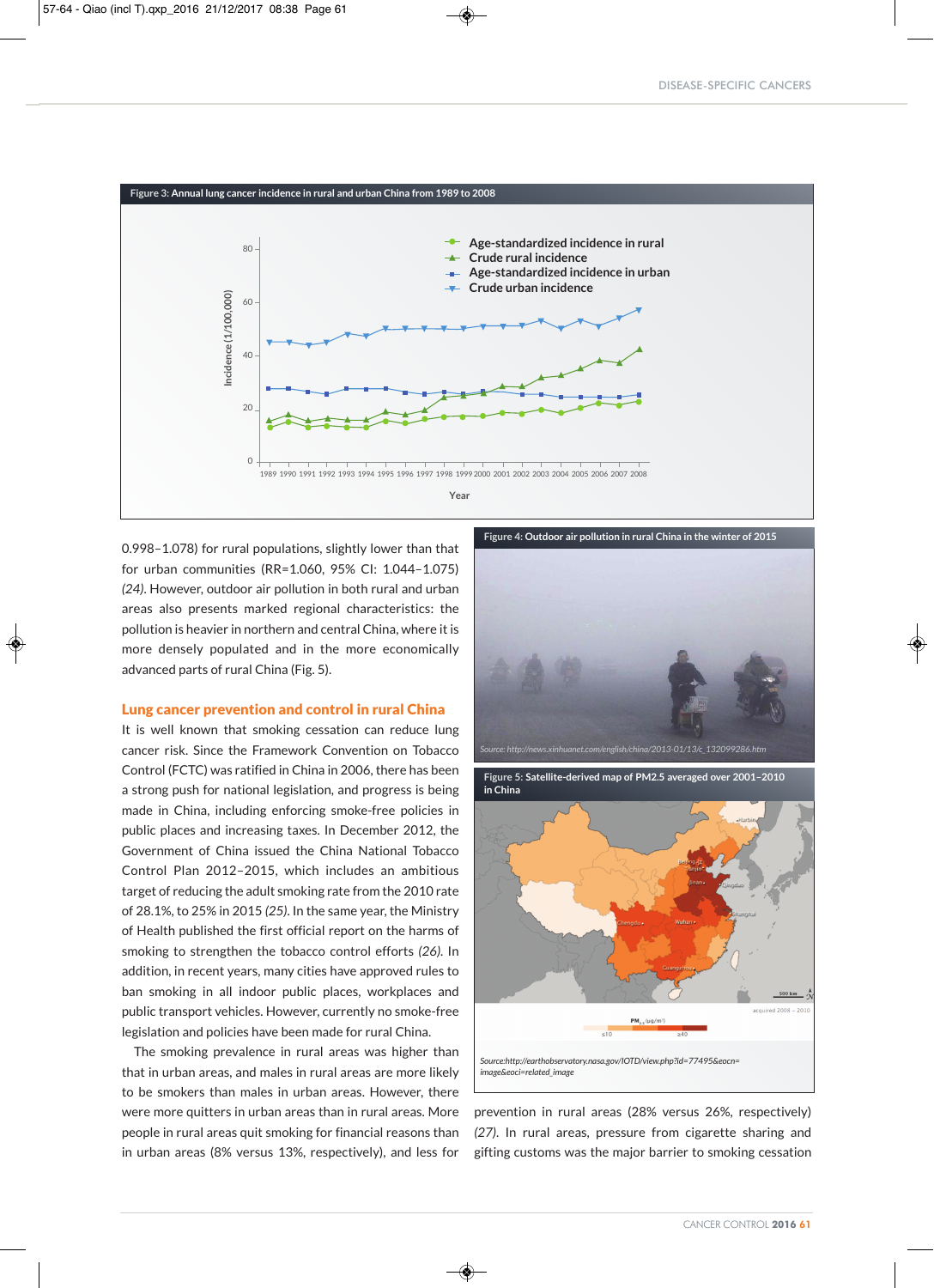Figure 3: Annual lung cancer incidence in rural and urban China from 1989 to 2008

0.998–1.078) for rural populations, slightly lower than that for urban communities (RR=1.060, 95% CI: 1.044–1.075) *(24)*. However, outdoor air pollution in both rural and urban areas also presents marked regional characteristics: the pollution is heavier in northern and central China, where it is more densely populated and in the more economically advanced parts of rural China (Fig. 5).

## Lung cancer prevention and control in rural China

It is well known that smoking cessation can reduce lung cancer risk. Since the Framework Convention on Tobacco Control (FCTC) was ratified in China in 2006, there has been a strong push for national legislation, and progress is being made in China, including enforcing smoke-free policies in public places and increasing taxes. In December 2012, the Government of China issued the China National Tobacco Control Plan 2012–2015, which includes an ambitious target of reducing the adult smoking rate from the 2010 rate of 28.1%, to 25% in 2015 *(25)*. In the same year, the Ministry of Health published the first official report on the harms of smoking to strengthen the tobacco control efforts *(26)*. In addition, in recent years, many cities have approved rules to ban smoking in all indoor public places, workplaces and public transport vehicles. However, currently no smoke-free legislation and policies have been made for rural China.

The smoking prevalence in rural areas was higher than that in urban areas, and males in rural areas are more likely to be smokers than males in urban areas. However, there were more quitters in urban areas than in rural areas. More people in rural areas quit smoking for financial reasons than in urban areas (8% versus 13%, respectively), and less for prevention in rural areas (28% versus 26%, respectively) *(27)*. In rural areas, pressure from cigarette sharing and gifting customs was the major barrier to smoking cessation

Figure 4: Outdoor air pollution in rural China in the winter of 2015

*Source: http://news.xinhuanet.com/english/china/2013-01/13/c_132099286.htm*

Figure 5: Satellite-derived map of PM2.5 averaged over 2001–2010 in China

*Source:http://earthobservatory.nasa.gov/IOTD/view.php?id=77495&eocn=image&eoci=related_image*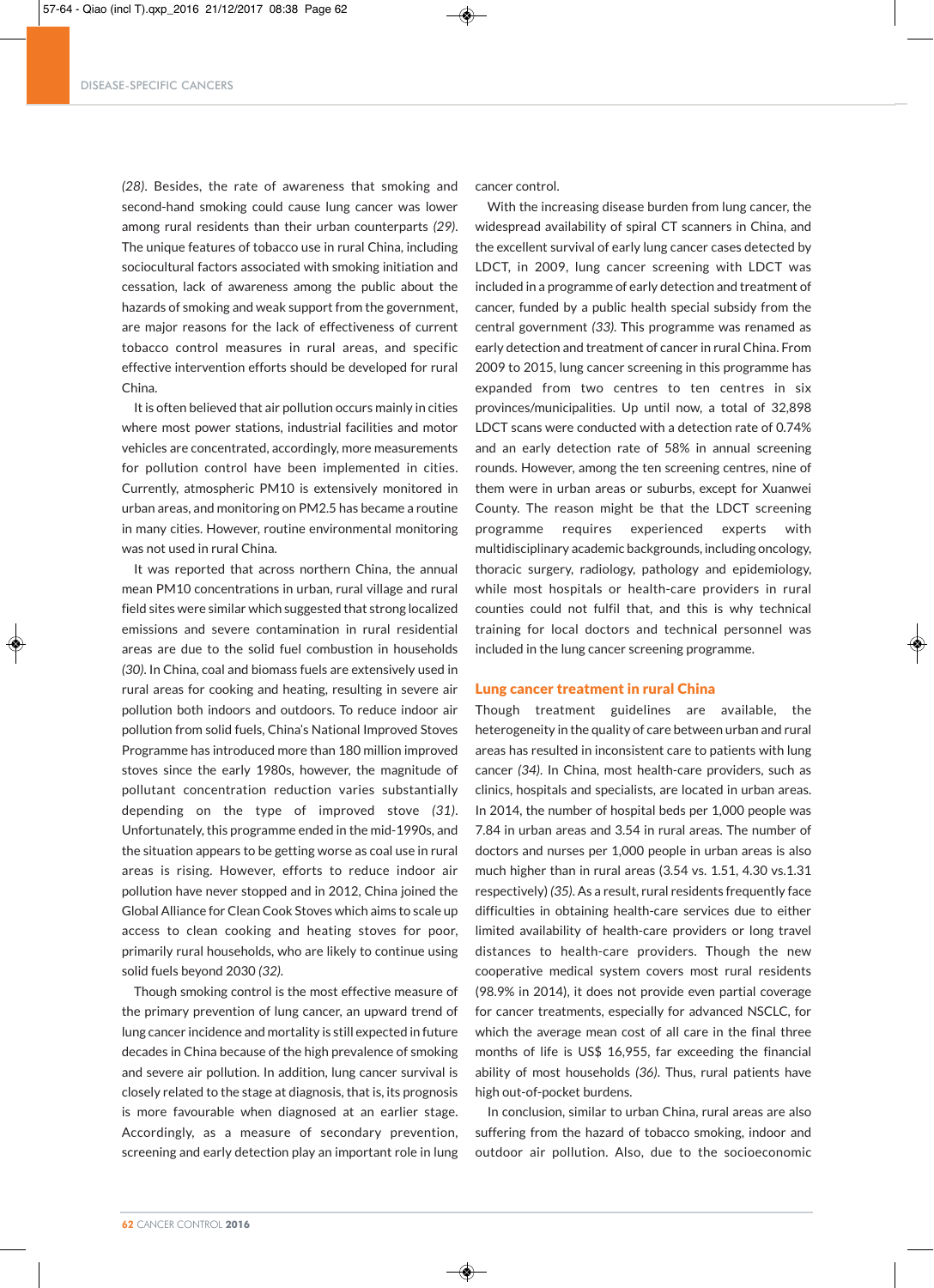(28). Besides, the rate of awareness that smoking and second-hand smoking could cause lung cancer was lower among rural residents than their urban counterparts *(29)*. The unique features of tobacco use in rural China, including sociocultural factors associated with smoking initiation and cessation, lack of awareness among the public about the hazards of smoking and weak support from the government, are major reasons for the lack of effectiveness of current tobacco control measures in rural areas, and specific effective intervention efforts should be developed for rural China.

It is often believed that air pollution occurs mainly in cities where most power stations, industrial facilities and motor vehicles are concentrated, accordingly, more measurements for pollution control have been implemented in cities. Currently, atmospheric PM10 is extensively monitored in urban areas, and monitoring on PM2.5 has became a routine in many cities. However, routine environmental monitoring was not used in rural China.

It was reported that across northern China, the annual mean PM10 concentrations in urban, rural village and rural field sites were similar which suggested that strong localized emissions and severe contamination in rural residential areas are due to the solid fuel combustion in households *(30)*. In China, coal and biomass fuels are extensively used in rural areas for cooking and heating, resulting in severe air pollution both indoors and outdoors. To reduce indoor air pollution from solid fuels, China's National Improved Stoves Programme has introduced more than 180 million improved stoves since the early 1980s, however, the magnitude of pollutant concentration reduction varies substantially depending on the type of improved stove *(31)*. Unfortunately, this programme ended in the mid-1990s, and the situation appears to be getting worse as coal use in rural areas is rising. However, efforts to reduce indoor air pollution have never stopped and in 2012, China joined the Global Alliance for Clean Cook Stoves which aims to scale up access to clean cooking and heating stoves for poor, primarily rural households, who are likely to continue using solid fuels beyond 2030 *(32)*.

Though smoking control is the most effective measure of the primary prevention of lung cancer, an upward trend of lung cancer incidence and mortality is still expected in future decades in China because of the high prevalence of smoking and severe air pollution. In addition, lung cancer survival is closely related to the stage at diagnosis, that is, its prognosis is more favourable when diagnosed at an earlier stage. Accordingly, as a measure of secondary prevention, screening and early detection play an important role in lung cancer control.

With the increasing disease burden from lung cancer, the widespread availability of spiral CT scanners in China, and the excellent survival of early lung cancer cases detected by LDCT, in 2009, lung cancer screening with LDCT was included in a programme of early detection and treatment of cancer, funded by a public health special subsidy from the central government *(33)*. This programme was renamed as early detection and treatment of cancer in rural China. From 2009 to 2015, lung cancer screening in this programme has expanded from two centres to ten centres in six provinces/municipalities. Up until now, a total of 32,898 LDCT scans were conducted with a detection rate of 0.74% and an early detection rate of 58% in annual screening rounds. However, among the ten screening centres, nine of them were in urban areas or suburbs, except for Xuanwei County. The reason might be that the LDCT screening programme requires experienced experts with multidisciplinary academic backgrounds, including oncology, thoracic surgery, radiology, pathology and epidemiology, while most hospitals or health-care providers in rural counties could not fulfil that, and this is why technical training for local doctors and technical personnel was included in the lung cancer screening programme.

## Lung cancer treatment in rural China

Though treatment guidelines are available, the heterogeneity in the quality of care between urban and rural areas has resulted in inconsistent care to patients with lung cancer *(34)*. In China, most health-care providers, such as clinics, hospitals and specialists, are located in urban areas. In 2014, the number of hospital beds per 1,000 people was 7.84 in urban areas and 3.54 in rural areas. The number of doctors and nurses per 1,000 people in urban areas is also much higher than in rural areas (3.54 vs. 1.51, 4.30 vs.1.31 respectively) *(35)*. As a result, rural residents frequently face difficulties in obtaining health-care services due to either limited availability of health-care providers or long travel distances to health-care providers. Though the new cooperative medical system covers most rural residents (98.9% in 2014), it does not provide even partial coverage for cancer treatments, especially for advanced NSCLC, for which the average mean cost of all care in the final three months of life is US$ 16,955, far exceeding the financial ability of most households *(36)*. Thus, rural patients have high out-of-pocket burdens.

In conclusion, similar to urban China, rural areas are also suffering from the hazard of tobacco smoking, indoor and outdoor air pollution. Also, due to the socioeconomic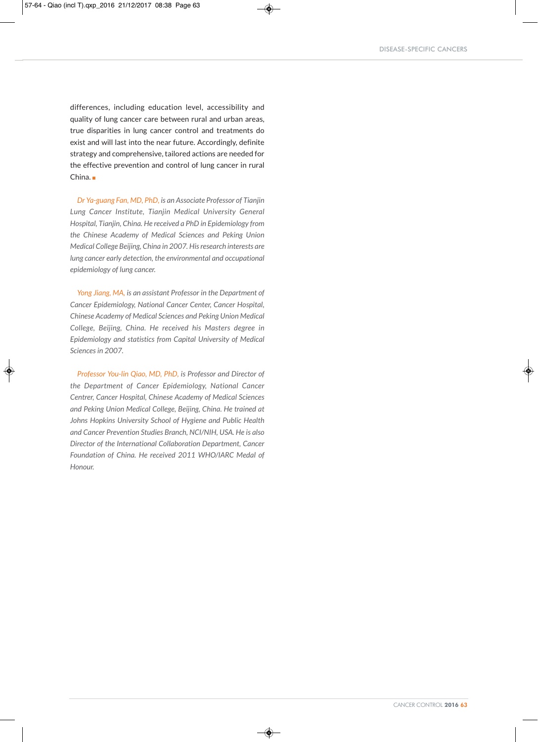differences, including education level, accessibility and quality of lung cancer care between rural and urban areas, true disparities in lung cancer control and treatments do exist and will last into the near future. Accordingly, definite strategy and comprehensive, tailored actions are needed for the effective prevention and control of lung cancer in rural China. ■

*Dr Ya-guang Fan, MD, PhD, is an Associate Professor of Tianjin Lung Cancer Institute, Tianjin Medical University General Hospital, Tianjin, China. He received a PhD in Epidemiology from the Chinese Academy of Medical Sciences and Peking Union Medical College Beijing, China in 2007. His research interests are lung cancer early detection, the environmental and occupational epidemiology of lung cancer.*

*Yong Jiang, MA, is an assistant Professor in the Department of Cancer Epidemiology, National Cancer Center, Cancer Hospital, Chinese Academy of Medical Sciences and Peking Union Medical College, Beijing, China. He received his Masters degree in Epidemiology and statistics from Capital University of Medical Sciences in 2007.*

*Professor You-lin Qiao, MD, PhD, is Professor and Director of the Department of Cancer Epidemiology, National Cancer Centrer, Cancer Hospital, Chinese Academy of Medical Sciences and Peking Union Medical College, Beijing, China. He trained at Johns Hopkins University School of Hygiene and Public Health and Cancer Prevention Studies Branch, NCI/NIH, USA. He is also Director of the International Collaboration Department, Cancer Foundation of China. He received 2011 WHO/IARC Medal of Honour.*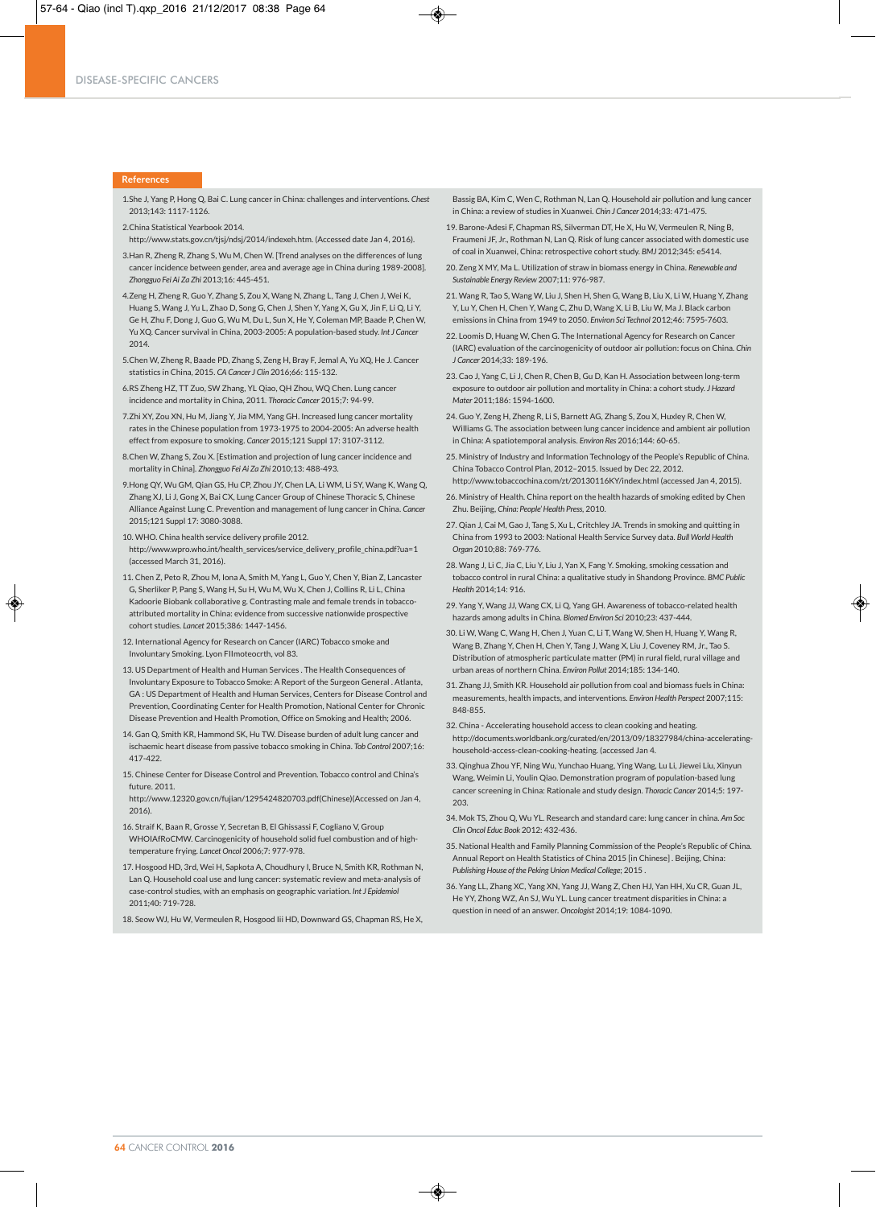## References

1. She J, Yang P, Hong Q, Bai C. Lung cancer in China: challenges and interventions. *Chest* 2013;143: 1117-1126.

2. China Statistical Yearbook 2014. http://www.stats.gov.cn/tjsj/ndsj/2014/indexeh.htm. (Accessed date Jan 4, 2016).

3. Han R, Zheng R, Zhang S, Wu M, Chen W. [Trend analyses on the differences of lung cancer incidence between gender, area and average age in China during 1989-2008]. *Zhongguo Fei Ai Za Zhi* 2013;16: 445-451.

4. Zeng H, Zheng R, Guo Y, Zhang S, Zou X, Wang N, Zhang L, Tang J, Chen J, Wei K, Huang S, Wang J, Yu L, Zhao D, Song G, Chen J, Shen Y, Yang X, Gu X, Jin F, Li Q, Li Y, Ge H, Zhu F, Dong J, Guo G, Wu M, Du L, Sun X, He Y, Coleman MP, Baade P, Chen W, Yu XQ. Cancer survival in China, 2003-2005: A population-based study. *Int J Cancer* 2014.

5. Chen W, Zheng R, Baade PD, Zhang S, Zeng H, Bray F, Jemal A, Yu XQ, He J. Cancer statistics in China, 2015. *CA Cancer J Clin* 2016;66: 115-132.

6. RS Zheng HZ, TT Zuo, SW Zhang, YL Qiao, QH Zhou, WQ Chen. Lung cancer incidence and mortality in China, 2011. *Thoracic Cancer* 2015;7: 94-99.

7. Zhi XY, Zou XN, Hu M, Jiang Y, Jia MM, Yang GH. Increased lung cancer mortality rates in the Chinese population from 1973-1975 to 2004-2005: An adverse health effect from exposure to smoking. *Cancer* 2015;121 Suppl 17: 3107-3112.

8. Chen W, Zhang S, Zou X. [Estimation and projection of lung cancer incidence and mortality in China]. *Zhongguo Fei Ai Za Zhi* 2010;13: 488-493.

9. Hong QY, Wu GM, Qian GS, Hu CP, Zhou JY, Chen LA, Li WM, Li SY, Wang K, Wang Q, Zhang XJ, Li J, Gong X, Bai CX, Lung Cancer Group of Chinese Thoracic S, Chinese Alliance Against Lung C. Prevention and management of lung cancer in China. *Cancer* 2015;121 Suppl 17: 3080-3088.

10. WHO. China health service delivery profile 2012. http://www.wpro.who.int/health_services/service_delivery_profile_china.pdf?ua=1 (accessed March 31, 2016).

11. Chen Z, Peto R, Zhou M, Iona A, Smith M, Yang L, Guo Y, Chen Y, Bian Z, Lancaster G, Sherliker P, Pang S, Wang H, Su H, Wu M, Wu X, Chen J, Collins R, Li L, China Kadoorie Biobank collaborative g. Contrasting male and female trends in tobacco-attributed mortality in China: evidence from successive nationwide prospective cohort studies. *Lancet* 2015;386: 1447-1456.

12. International Agency for Research on Cancer (IARC) Tobacco smoke and Involuntary Smoking. Lyon FIlmoteocrth, vol 83.

13. US Department of Health and Human Services . The Health Consequences of Involuntary Exposure to Tobacco Smoke: A Report of the Surgeon General . Atlanta, GA : US Department of Health and Human Services, Centers for Disease Control and Prevention, Coordinating Center for Health Promotion, National Center for Chronic Disease Prevention and Health Promotion, Office on Smoking and Health; 2006.

14. Gan Q, Smith KR, Hammond SK, Hu TW. Disease burden of adult lung cancer and ischaemic heart disease from passive tobacco smoking in China. *Tob Control* 2007;16: 417-422.

15. Chinese Center for Disease Control and Prevention. Tobacco control and China's future. 2011. http://www.12320.gov.cn/fujian/1295424820703.pdf(Chinese)(Accessed on Jan 4, 2016).

16. Straif K, Baan R, Grosse Y, Secretan B, El Ghissassi F, Cogliano V, Group WHOIAfRoCMW. Carcinogenicity of household solid fuel combustion and of high-temperature frying. *Lancet Oncol* 2006;7: 977-978.

17. Hosgood HD, 3rd, Wei H, Sapkota A, Choudhury I, Bruce N, Smith KR, Rothman N, Lan Q. Household coal use and lung cancer: systematic review and meta-analysis of case-control studies, with an emphasis on geographic variation. *Int J Epidemiol* 2011;40: 719-728.

18. Seow WJ, Hu W, Vermeulen R, Hosgood Iii HD, Downward GS, Chapman RS, He X, Bassig BA, Kim C, Wen C, Rothman N, Lan Q. Household air pollution and lung cancer in China: a review of studies in Xuanwei. *Chin J Cancer* 2014;33: 471-475.

19. Barone-Adesi F, Chapman RS, Silverman DT, He X, Hu W, Vermeulen R, Ning B, Fraumeni JF, Jr., Rothman N, Lan Q. Risk of lung cancer associated with domestic use of coal in Xuanwei, China: retrospective cohort study. *BMJ* 2012;345: e5414.

20. Zeng X MY, Ma L. Utilization of straw in biomass energy in China. *Renewable and Sustainable Energy Review* 2007;11: 976-987.

21. Wang R, Tao S, Wang W, Liu J, Shen H, Shen G, Wang B, Liu X, Li W, Huang Y, Zhang Y, Lu Y, Chen H, Chen Y, Wang C, Zhu D, Wang X, Li B, Liu W, Ma J. Black carbon emissions in China from 1949 to 2050. *Environ Sci Technol* 2012;46: 7595-7603.

22. Loomis D, Huang W, Chen G. The International Agency for Research on Cancer (IARC) evaluation of the carcinogenicity of outdoor air pollution: focus on China. *Chin J Cancer* 2014;33: 189-196.

23. Cao J, Yang C, Li J, Chen R, Chen B, Gu D, Kan H. Association between long-term exposure to outdoor air pollution and mortality in China: a cohort study. *J Hazard Mater* 2011;186: 1594-1600.

24. Guo Y, Zeng H, Zheng R, Li S, Barnett AG, Zhang S, Zou X, Huxley R, Chen W, Williams G. The association between lung cancer incidence and ambient air pollution in China: A spatiotemporal analysis. *Environ Res* 2016;144: 60-65.

25. Ministry of Industry and Information Technology of the People's Republic of China. China Tobacco Control Plan, 2012–2015. Issued by Dec 22, 2012. http://www.tobaccochina.com/zt/20130116KY/index.html (accessed Jan 4, 2015).

26. Ministry of Health. China report on the health hazards of smoking edited by Chen Zhu. Beijing, *China: People' Health Press*, 2010.

27. Qian J, Cai M, Gao J, Tang S, Xu L, Critchley JA. Trends in smoking and quitting in China from 1993 to 2003: National Health Service Survey data. *Bull World Health Organ* 2010;88: 769-776.

28. Wang J, Li C, Jia C, Liu Y, Liu J, Yan X, Fang Y. Smoking, smoking cessation and tobacco control in rural China: a qualitative study in Shandong Province. *BMC Public Health* 2014;14: 916.

29. Yang Y, Wang JJ, Wang CX, Li Q, Yang GH. Awareness of tobacco-related health hazards among adults in China. *Biomed Environ Sci* 2010;23: 437-444.

30. Li W, Wang C, Wang H, Chen J, Yuan C, Li T, Wang W, Shen H, Huang Y, Wang R, Wang B, Zhang Y, Chen H, Chen Y, Tang J, Wang X, Liu J, Coveney RM, Jr., Tao S. Distribution of atmospheric particulate matter (PM) in rural field, rural village and urban areas of northern China. *Environ Pollut* 2014;185: 134-140.

31. Zhang JJ, Smith KR. Household air pollution from coal and biomass fuels in China: measurements, health impacts, and interventions. *Environ Health Perspect* 2007;115: 848-855.

32. China - Accelerating household access to clean cooking and heating. http://documents.worldbank.org/curated/en/2013/09/18327984/china-accelerating-household-access-clean-cooking-heating. (accessed Jan 4.

33. Qinghua Zhou YF, Ning Wu, Yunchao Huang, Ying Wang, Lu Li, Jiewei Liu, Xinyun Wang, Weimin Li, Youlin Qiao. Demonstration program of population-based lung cancer screening in China: Rationale and study design. *Thoracic Cancer* 2014;5: 197-203.

34. Mok TS, Zhou Q, Wu YL. Research and standard care: lung cancer in china. *Am Soc Clin Oncol Educ Book* 2012: 432-436.

35. National Health and Family Planning Commission of the People's Republic of China. Annual Report on Health Statistics of China 2015 [in Chinese] . Beijing, China: *Publishing House of the Peking Union Medical College*; 2015 .

36. Yang LL, Zhang XC, Yang XN, Yang JJ, Wang Z, Chen HJ, Yan HH, Xu CR, Guan JL, He YY, Zhong WZ, An SJ, Wu YL. Lung cancer treatment disparities in China: a question in need of an answer. *Oncologist* 2014;19: 1084-1090.